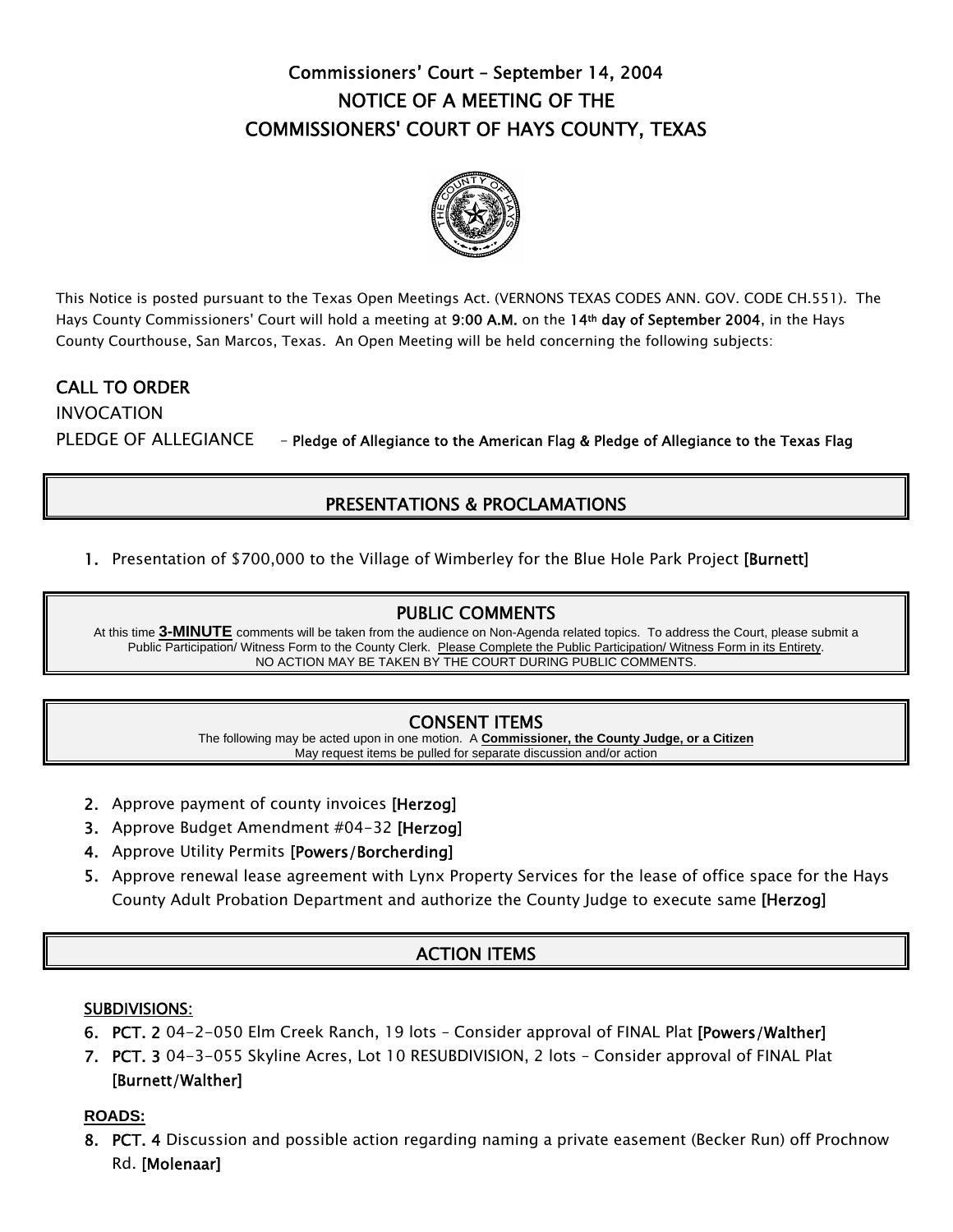# Commissioners' Court – September 14, 2004
# NOTICE OF A MEETING OF THE
# COMMISSIONERS' COURT OF HAYS COUNTY, TEXAS

This Notice is posted pursuant to the Texas Open Meetings Act. (VERNONS TEXAS CODES ANN. GOV. CODE CH.551). The Hays County Commissioners' Court will hold a meeting at **9:00 A.M.** on the **14th day of September 2004**, in the Hays County Courthouse, San Marcos, Texas. An Open Meeting will be held concerning the following subjects:

**CALL TO ORDER**

INVOCATION

PLEDGE OF ALLEGIANCE – **Pledge of Allegiance to the American Flag & Pledge of Allegiance to the Texas Flag**

## PRESENTATIONS & PROCLAMATIONS

1. Presentation of $700,000 to the Village of Wimberley for the Blue Hole Park Project **[Burnett]**

## PUBLIC COMMENTS

At this time **3-MINUTE** comments will be taken from the audience on Non-Agenda related topics. To address the Court, please submit a Public Participation/ Witness Form to the County Clerk. Please Complete the Public Participation/ Witness Form in its Entirety.
NO ACTION MAY BE TAKEN BY THE COURT DURING PUBLIC COMMENTS.

## CONSENT ITEMS

The following may be acted upon in one motion. A **Commissioner, the County Judge, or a Citizen** May request items be pulled for separate discussion and/or action

2. Approve payment of county invoices **[Herzog]**
3. Approve Budget Amendment #04-32 **[Herzog]**
4. Approve Utility Permits **[Powers/Borcherding]**
5. Approve renewal lease agreement with Lynx Property Services for the lease of office space for the Hays County Adult Probation Department and authorize the County Judge to execute same **[Herzog]**

## ACTION ITEMS

**SUBDIVISIONS:**

6. **PCT. 2** 04-2-050 Elm Creek Ranch, 19 lots – Consider approval of FINAL Plat **[Powers/Walther]**
7. **PCT. 3** 04-3-055 Skyline Acres, Lot 10 RESUBDIVISION, 2 lots – Consider approval of FINAL Plat **[Burnett/Walther]**

**ROADS:**

8. **PCT. 4** Discussion and possible action regarding naming a private easement (Becker Run) off Prochnow Rd. **[Molenaar]**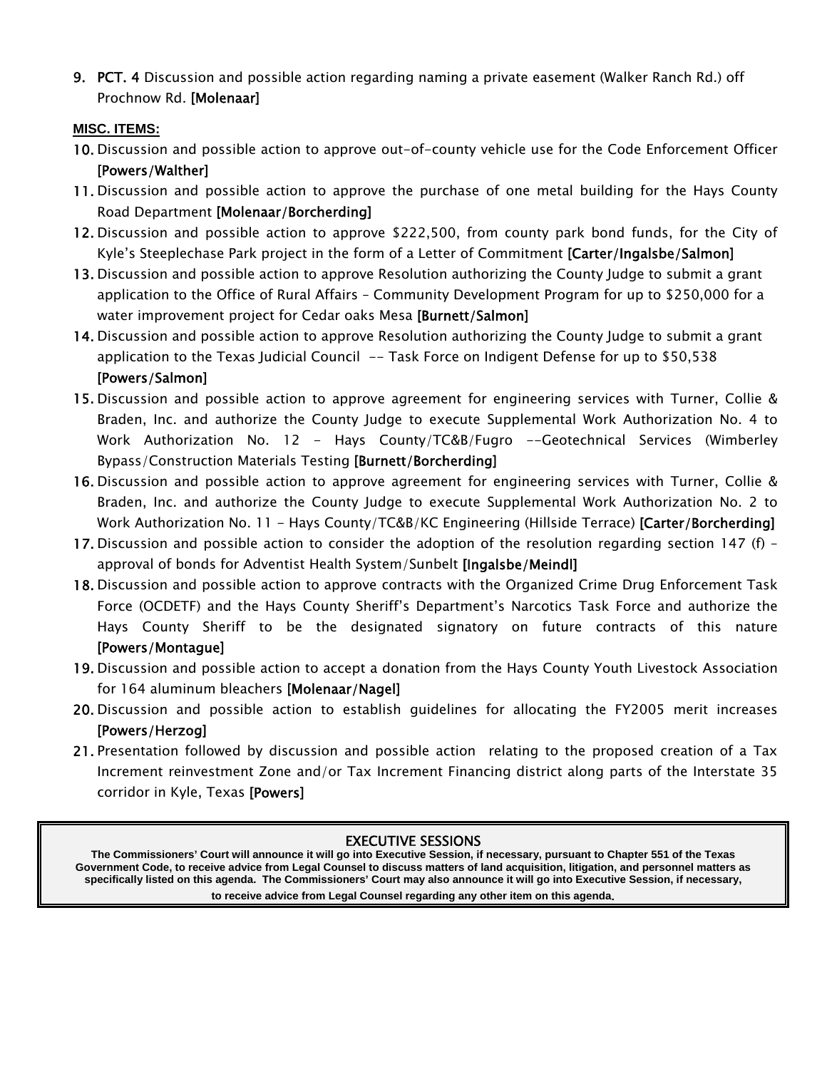9. **PCT. 4** Discussion and possible action regarding naming a private easement (Walker Ranch Rd.) off Prochnow Rd. **[Molenaar]**

**MISC. ITEMS:**

10. Discussion and possible action to approve out-of-county vehicle use for the Code Enforcement Officer **[Powers/Walther]**
11. Discussion and possible action to approve the purchase of one metal building for the Hays County Road Department **[Molenaar/Borcherding]**
12. Discussion and possible action to approve $222,500, from county park bond funds, for the City of Kyle's Steeplechase Park project in the form of a Letter of Commitment **[Carter/Ingalsbe/Salmon]**
13. Discussion and possible action to approve Resolution authorizing the County Judge to submit a grant application to the Office of Rural Affairs – Community Development Program for up to $250,000 for a water improvement project for Cedar oaks Mesa **[Burnett/Salmon]**
14. Discussion and possible action to approve Resolution authorizing the County Judge to submit a grant application to the Texas Judicial Council -- Task Force on Indigent Defense for up to $50,538 **[Powers/Salmon]**
15. Discussion and possible action to approve agreement for engineering services with Turner, Collie & Braden, Inc. and authorize the County Judge to execute Supplemental Work Authorization No. 4 to Work Authorization No. 12 - Hays County/TC&B/Fugro --Geotechnical Services (Wimberley Bypass/Construction Materials Testing **[Burnett/Borcherding]**
16. Discussion and possible action to approve agreement for engineering services with Turner, Collie & Braden, Inc. and authorize the County Judge to execute Supplemental Work Authorization No. 2 to Work Authorization No. 11 - Hays County/TC&B/KC Engineering (Hillside Terrace) **[Carter/Borcherding]**
17. Discussion and possible action to consider the adoption of the resolution regarding section 147 (f) – approval of bonds for Adventist Health System/Sunbelt **[Ingalsbe/Meindl]**
18. Discussion and possible action to approve contracts with the Organized Crime Drug Enforcement Task Force (OCDETF) and the Hays County Sheriff's Department's Narcotics Task Force and authorize the Hays County Sheriff to be the designated signatory on future contracts of this nature **[Powers/Montague]**
19. Discussion and possible action to accept a donation from the Hays County Youth Livestock Association for 164 aluminum bleachers **[Molenaar/Nagel]**
20. Discussion and possible action to establish guidelines for allocating the FY2005 merit increases **[Powers/Herzog]**
21. Presentation followed by discussion and possible action relating to the proposed creation of a Tax Increment reinvestment Zone and/or Tax Increment Financing district along parts of the Interstate 35 corridor in Kyle, Texas **[Powers]**

**EXECUTIVE SESSIONS**

**The Commissioners' Court will announce it will go into Executive Session, if necessary, pursuant to Chapter 551 of the Texas Government Code, to receive advice from Legal Counsel to discuss matters of land acquisition, litigation, and personnel matters as specifically listed on this agenda. The Commissioners' Court may also announce it will go into Executive Session, if necessary, to receive advice from Legal Counsel regarding any other item on this agenda.**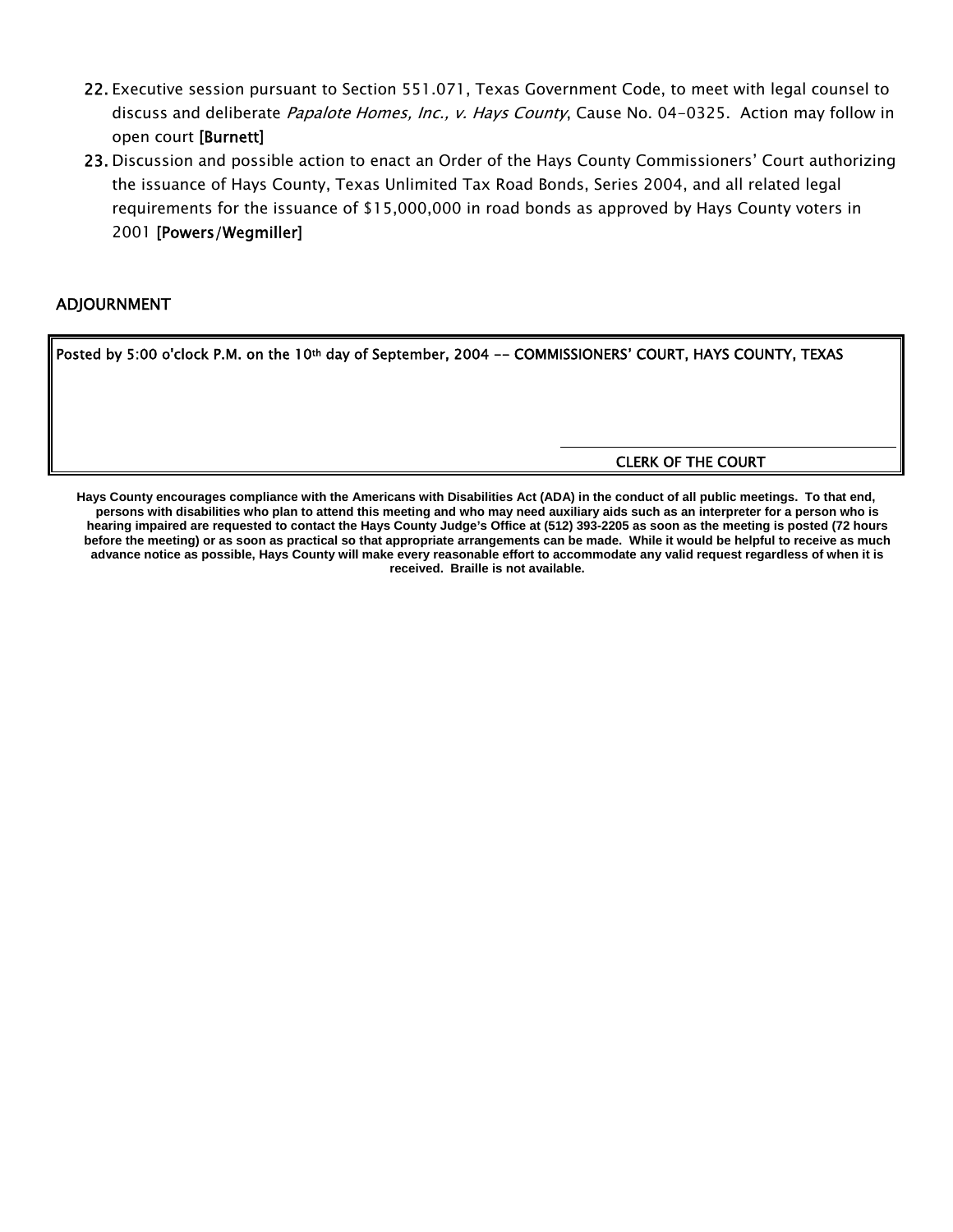22. Executive session pursuant to Section 551.071, Texas Government Code, to meet with legal counsel to discuss and deliberate *Papalote Homes, Inc., v. Hays County*, Cause No. 04-0325. Action may follow in open court **[Burnett]**
23. Discussion and possible action to enact an Order of the Hays County Commissioners' Court authorizing the issuance of Hays County, Texas Unlimited Tax Road Bonds, Series 2004, and all related legal requirements for the issuance of $15,000,000 in road bonds as approved by Hays County voters in 2001 **[Powers/Wegmiller]**

ADJOURNMENT

Posted by 5:00 o'clock P.M. on the 10th day of September, 2004 -- COMMISSIONERS' COURT, HAYS COUNTY, TEXAS

CLERK OF THE COURT

**Hays County encourages compliance with the Americans with Disabilities Act (ADA) in the conduct of all public meetings. To that end, persons with disabilities who plan to attend this meeting and who may need auxiliary aids such as an interpreter for a person who is hearing impaired are requested to contact the Hays County Judge's Office at (512) 393-2205 as soon as the meeting is posted (72 hours before the meeting) or as soon as practical so that appropriate arrangements can be made. While it would be helpful to receive as much advance notice as possible, Hays County will make every reasonable effort to accommodate any valid request regardless of when it is received. Braille is not available.**